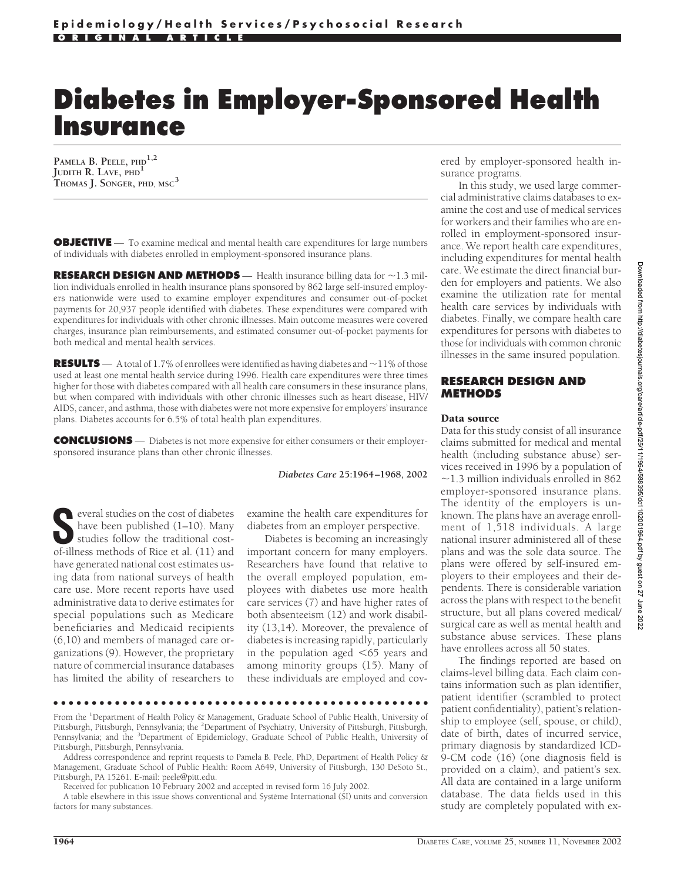# Diabetes in Employer-Sponsored Health Insurance

PAMELA B. PEELE, PHD[1,2]
JUDITH R. LAVE, PHD[1]
THOMAS J. SONGER, PHD, MSC[3]

**OBJECTIVE** — To examine medical and mental health care expenditures for large numbers of individuals with diabetes enrolled in employment-sponsored insurance plans.

**RESEARCH DESIGN AND METHODS** — Health insurance billing data for ~1.3 million individuals enrolled in health insurance plans sponsored by 862 large self-insured employers nationwide were used to examine employer expenditures and consumer out-of-pocket payments for 20,937 people identified with diabetes. These expenditures were compared with expenditures for individuals with other chronic illnesses. Main outcome measures were covered charges, insurance plan reimbursements, and estimated consumer out-of-pocket payments for both medical and mental health services.

**RESULTS** — A total of 1.7% of enrollees were identified as having diabetes and ~11% of those used at least one mental health service during 1996. Health care expenditures were three times higher for those with diabetes compared with all health care consumers in these insurance plans, but when compared with individuals with other chronic illnesses such as heart disease, HIV/AIDS, cancer, and asthma, those with diabetes were not more expensive for employers' insurance plans. Diabetes accounts for 6.5% of total health plan expenditures.

**CONCLUSIONS** — Diabetes is not more expensive for either consumers or their employer-sponsored insurance plans than other chronic illnesses.

*Diabetes Care* **25**:1964–1968, 2002

Several studies on the cost of diabetes have been published (1–10). Many studies follow the traditional cost-of-illness methods of Rice et al. (11) and have generated national cost estimates using data from national surveys of health care use. More recent reports have used administrative data to derive estimates for special populations such as Medicare beneficiaries and Medicaid recipients (6,10) and members of managed care organizations (9). However, the proprietary nature of commercial insurance databases has limited the ability of researchers to examine the health care expenditures for diabetes from an employer perspective.

Diabetes is becoming an increasingly important concern for many employers. Researchers have found that relative to the overall employed population, employees with diabetes use more health care services (7) and have higher rates of both absenteeism (12) and work disability (13,14). Moreover, the prevalence of diabetes is increasing rapidly, particularly in the population aged <65 years and among minority groups (15). Many of these individuals are employed and covered by employer-sponsored health insurance programs.

In this study, we used large commercial administrative claims databases to examine the cost and use of medical services for workers and their families who are enrolled in employment-sponsored insurance. We report health care expenditures, including expenditures for mental health care. We estimate the direct financial burden for employers and patients. We also examine the utilization rate for mental health care services by individuals with diabetes. Finally, we compare health care expenditures for persons with diabetes to those for individuals with common chronic illnesses in the same insured population.

## RESEARCH DESIGN AND METHODS

### Data source

Data for this study consist of all insurance claims submitted for medical and mental health (including substance abuse) services received in 1996 by a population of ~1.3 million individuals enrolled in 862 employer-sponsored insurance plans. The identity of the employers is unknown. The plans have an average enrollment of 1,518 individuals. A large national insurer administered all of these plans and was the sole data source. The plans were offered by self-insured employers to their employees and their dependents. There is considerable variation across the plans with respect to the benefit structure, but all plans covered medical/surgical care as well as mental health and substance abuse services. These plans have enrollees across all 50 states.

The findings reported are based on claims-level billing data. Each claim contains information such as plan identifier, patient identifier (scrambled to protect patient confidentiality), patient's relationship to employee (self, spouse, or child), date of birth, dates of incurred service, primary diagnosis by standardized ICD-9-CM code (16) (one diagnosis field is provided on a claim), and patient's sex. All data are contained in a large uniform database. The data fields used in this study are completely populated with ex-

---

From the [1]Department of Health Policy & Management, Graduate School of Public Health, University of Pittsburgh, Pittsburgh, Pennsylvania; the [2]Department of Psychiatry, University of Pittsburgh, Pittsburgh, Pennsylvania; and the [3]Department of Epidemiology, Graduate School of Public Health, University of Pittsburgh, Pittsburgh, Pennsylvania.

Address correspondence and reprint requests to Pamela B. Peele, PhD, Department of Health Policy & Management, Graduate School of Public Health: Room A649, University of Pittsburgh, 130 DeSoto St., Pittsburgh, PA 15261. E-mail: peele@pitt.edu.

Received for publication 10 February 2002 and accepted in revised form 16 July 2002.

A table elsewhere in this issue shows conventional and Système International (SI) units and conversion factors for many substances.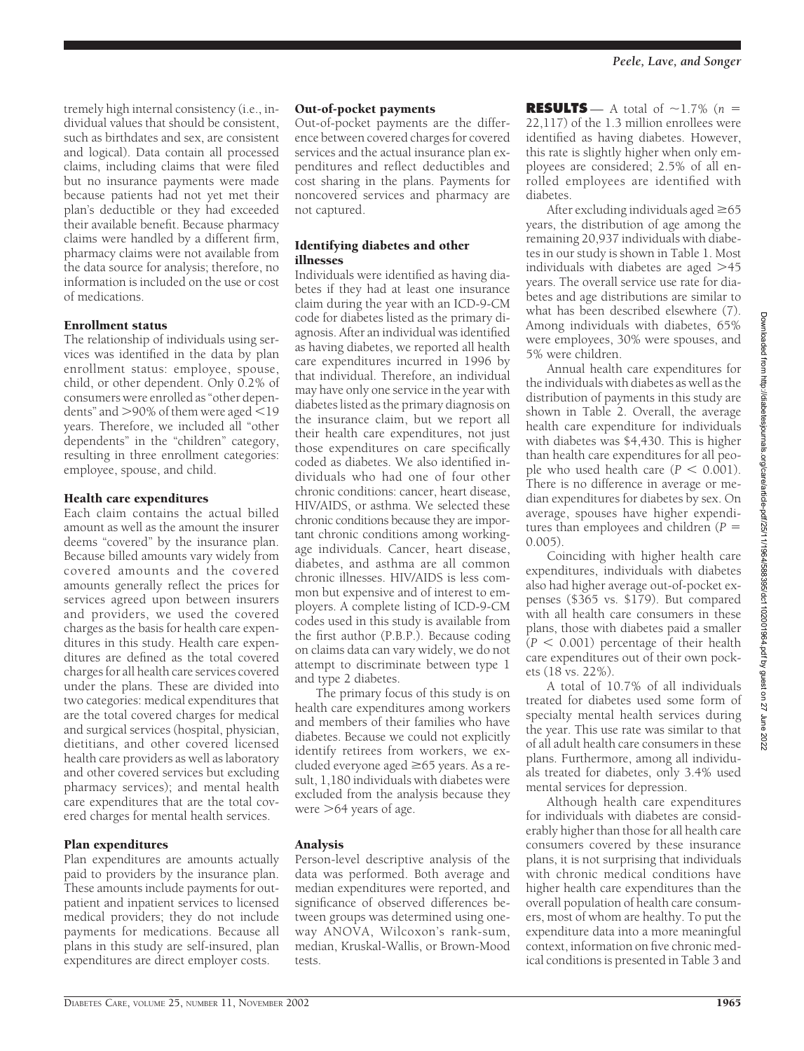tremely high internal consistency (i.e., individual values that should be consistent, such as birthdates and sex, are consistent and logical). Data contain all processed claims, including claims that were filed but no insurance payments were made because patients had not yet met their plan's deductible or they had exceeded their available benefit. Because pharmacy claims were handled by a different firm, pharmacy claims were not available from the data source for analysis; therefore, no information is included on the use or cost of medications.

### Enrollment status

The relationship of individuals using services was identified in the data by plan enrollment status: employee, spouse, child, or other dependent. Only 0.2% of consumers were enrolled as "other dependents" and >90% of them were aged <19 years. Therefore, we included all "other dependents" in the "children" category, resulting in three enrollment categories: employee, spouse, and child.

### Health care expenditures

Each claim contains the actual billed amount as well as the amount the insurer deems "covered" by the insurance plan. Because billed amounts vary widely from covered amounts and the covered amounts generally reflect the prices for services agreed upon between insurers and providers, we used the covered charges as the basis for health care expenditures in this study. Health care expenditures are defined as the total covered charges for all health care services covered under the plans. These are divided into two categories: medical expenditures that are the total covered charges for medical and surgical services (hospital, physician, dietitians, and other covered licensed health care providers as well as laboratory and other covered services but excluding pharmacy services); and mental health care expenditures that are the total covered charges for mental health services.

### Plan expenditures

Plan expenditures are amounts actually paid to providers by the insurance plan. These amounts include payments for outpatient and inpatient services to licensed medical providers; they do not include payments for medications. Because all plans in this study are self-insured, plan expenditures are direct employer costs.

### Out-of-pocket payments

Out-of-pocket payments are the difference between covered charges for covered services and the actual insurance plan expenditures and reflect deductibles and cost sharing in the plans. Payments for noncovered services and pharmacy are not captured.

### Identifying diabetes and other illnesses

Individuals were identified as having diabetes if they had at least one insurance claim during the year with an ICD-9-CM code for diabetes listed as the primary diagnosis. After an individual was identified as having diabetes, we reported all health care expenditures incurred in 1996 by that individual. Therefore, an individual may have only one service in the year with diabetes listed as the primary diagnosis on the insurance claim, but we report all their health care expenditures, not just those expenditures on care specifically coded as diabetes. We also identified individuals who had one of four other chronic conditions: cancer, heart disease, HIV/AIDS, or asthma. We selected these chronic conditions because they are important chronic conditions among working-age individuals. Cancer, heart disease, diabetes, and asthma are all common chronic illnesses. HIV/AIDS is less common but expensive and of interest to employers. A complete listing of ICD-9-CM codes used in this study is available from the first author (P.B.P.). Because coding on claims data can vary widely, we do not attempt to discriminate between type 1 and type 2 diabetes.

The primary focus of this study is on health care expenditures among workers and members of their families who have diabetes. Because we could not explicitly identify retirees from workers, we excluded everyone aged ≥65 years. As a result, 1,180 individuals with diabetes were excluded from the analysis because they were >64 years of age.

### Analysis

Person-level descriptive analysis of the data was performed. Both average and median expenditures were reported, and significance of observed differences between groups was determined using one-way ANOVA, Wilcoxon's rank-sum, median, Kruskal-Wallis, or Brown-Mood tests.

## RESULTS

A total of ~1.7% ($n$ = 22,117) of the 1.3 million enrollees were identified as having diabetes. However, this rate is slightly higher when only employees are considered; 2.5% of all enrolled employees are identified with diabetes.

After excluding individuals aged ≥65 years, the distribution of age among the remaining 20,937 individuals with diabetes in our study is shown in Table 1. Most individuals with diabetes are aged >45 years. The overall service use rate for diabetes and age distributions are similar to what has been described elsewhere (7). Among individuals with diabetes, 65% were employees, 30% were spouses, and 5% were children.

Annual health care expenditures for the individuals with diabetes as well as the distribution of payments in this study are shown in Table 2. Overall, the average health care expenditure for individuals with diabetes was $4,430. This is higher than health care expenditures for all people who used health care ($P < 0.001$). There is no difference in average or median expenditures for diabetes by sex. On average, spouses have higher expenditures than employees and children ($P = 0.005$).

Coinciding with higher health care expenditures, individuals with diabetes also had higher average out-of-pocket expenses ($365 vs. $179). But compared with all health care consumers in these plans, those with diabetes paid a smaller ($P < 0.001$) percentage of their health care expenditures out of their own pockets (18 vs. 22%).

A total of 10.7% of all individuals treated for diabetes used some form of specialty mental health services during the year. This use rate was similar to that of all adult health care consumers in these plans. Furthermore, among all individuals treated for diabetes, only 3.4% used mental services for depression.

Although health care expenditures for individuals with diabetes are considerably higher than those for all health care consumers covered by these insurance plans, it is not surprising that individuals with chronic medical conditions have higher health care expenditures than the overall population of health care consumers, most of whom are healthy. To put the expenditure data into a more meaningful context, information on five chronic medical conditions is presented in Table 3 and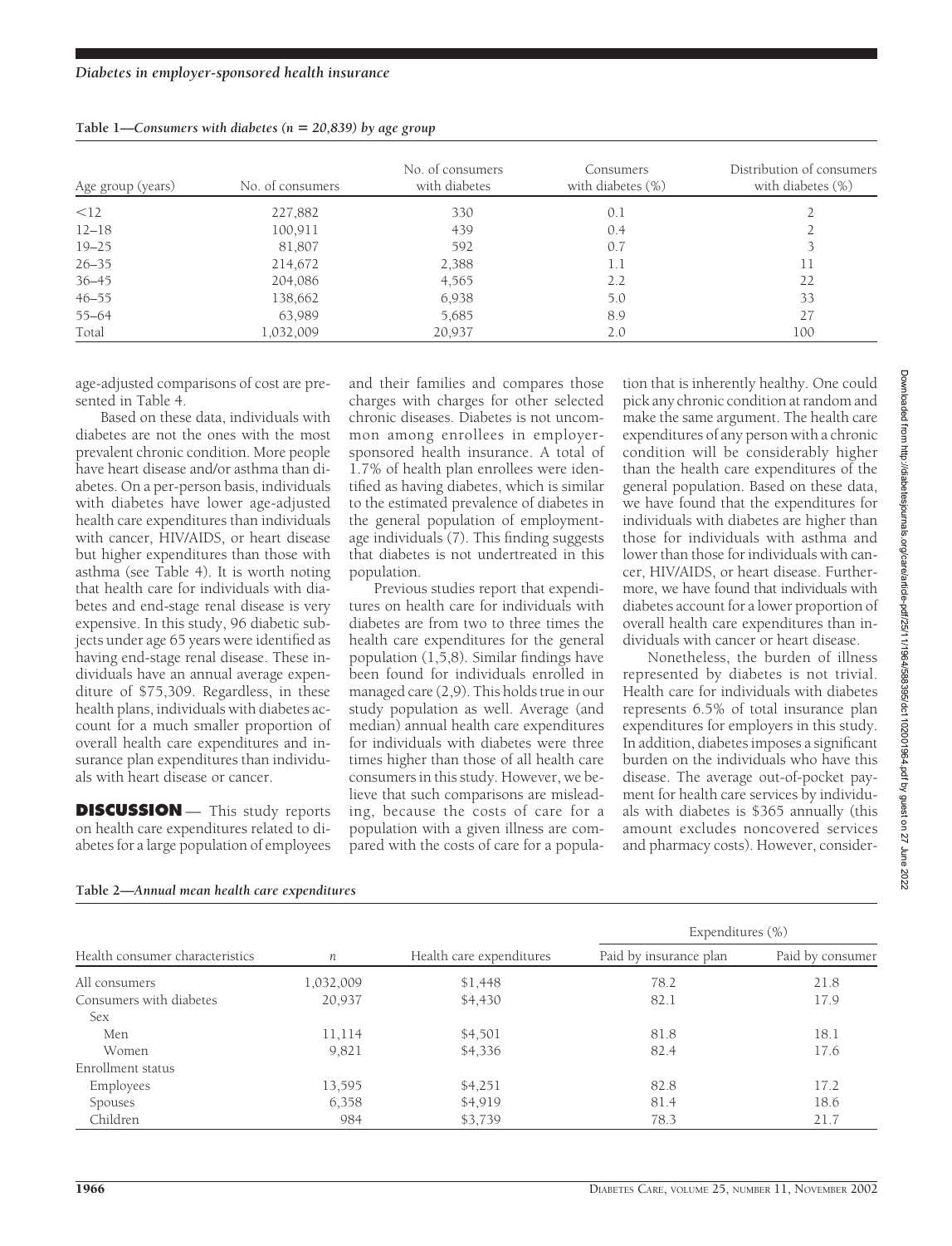**Table 1—Consumers with diabetes (n = 20,839) by age group**

| Age group (years) | No. of consumers | No. of consumers with diabetes | Consumers with diabetes (%) | Distribution of consumers with diabetes (%) |
|---|---|---|---|---|
| <12 | 227,882 | 330 | 0.1 | 2 |
| 12–18 | 100,911 | 439 | 0.4 | 2 |
| 19–25 | 81,807 | 592 | 0.7 | 3 |
| 26–35 | 214,672 | 2,388 | 1.1 | 11 |
| 36–45 | 204,086 | 4,565 | 2.2 | 22 |
| 46–55 | 138,662 | 6,938 | 5.0 | 33 |
| 55–64 | 63,989 | 5,685 | 8.9 | 27 |
| Total | 1,032,009 | 20,937 | 2.0 | 100 |

age-adjusted comparisons of cost are presented in Table 4.

Based on these data, individuals with diabetes are not the ones with the most prevalent chronic condition. More people have heart disease and/or asthma than diabetes. On a per-person basis, individuals with diabetes have lower age-adjusted health care expenditures than individuals with cancer, HIV/AIDS, or heart disease but higher expenditures than those with asthma (see Table 4). It is worth noting that health care for individuals with diabetes and end-stage renal disease is very expensive. In this study, 96 diabetic subjects under age 65 years were identified as having end-stage renal disease. These individuals have an annual average expenditure of $75,309. Regardless, in these health plans, individuals with diabetes account for a much smaller proportion of overall health care expenditures and insurance plan expenditures than individuals with heart disease or cancer.

## DISCUSSION

This study reports on health care expenditures related to diabetes for a large population of employees and their families and compares those charges with charges for other selected chronic diseases. Diabetes is not uncommon among enrollees in employer-sponsored health insurance. A total of 1.7% of health plan enrollees were identified as having diabetes, which is similar to the estimated prevalence of diabetes in the general population of employment-age individuals (7). This finding suggests that diabetes is not undertreated in this population.

Previous studies report that expenditures on health care for individuals with diabetes are from two to three times the health care expenditures for the general population (1,5,8). Similar findings have been found for individuals enrolled in managed care (2,9). This holds true in our study population as well. Average (and median) annual health care expenditures for individuals with diabetes were three times higher than those of all health care consumers in this study. However, we believe that such comparisons are misleading, because the costs of care for a population with a given illness are compared with the costs of care for a population that is inherently healthy. One could pick any chronic condition at random and make the same argument. The health care expenditures of any person with a chronic condition will be considerably higher than the health care expenditures of the general population. Based on these data, we have found that the expenditures for individuals with diabetes are higher than those for individuals with asthma and lower than those for individuals with cancer, HIV/AIDS, or heart disease. Furthermore, we have found that individuals with diabetes account for a lower proportion of overall health care expenditures than individuals with cancer or heart disease.

Nonetheless, the burden of illness represented by diabetes is not trivial. Health care for individuals with diabetes represents 6.5% of total insurance plan expenditures for employers in this study. In addition, diabetes imposes a significant burden on the individuals who have this disease. The average out-of-pocket payment for health care services by individuals with diabetes is $365 annually (this amount excludes noncovered services and pharmacy costs). However, consider-

**Table 2—Annual mean health care expenditures**

| Health consumer characteristics | n | Health care expenditures | Expenditures (%) | |
|---|---|---|---|---|
| | | | Paid by insurance plan | Paid by consumer |
| All consumers | 1,032,009 | $1,448 | 78.2 | 21.8 |
| Consumers with diabetes | 20,937 | $4,430 | 82.1 | 17.9 |
| Sex | | | | |
| Men | 11,114 | $4,501 | 81.8 | 18.1 |
| Women | 9,821 | $4,336 | 82.4 | 17.6 |
| Enrollment status | | | | |
| Employees | 13,595 | $4,251 | 82.8 | 17.2 |
| Spouses | 6,358 | $4,919 | 81.4 | 18.6 |
| Children | 984 | $3,739 | 78.3 | 21.7 |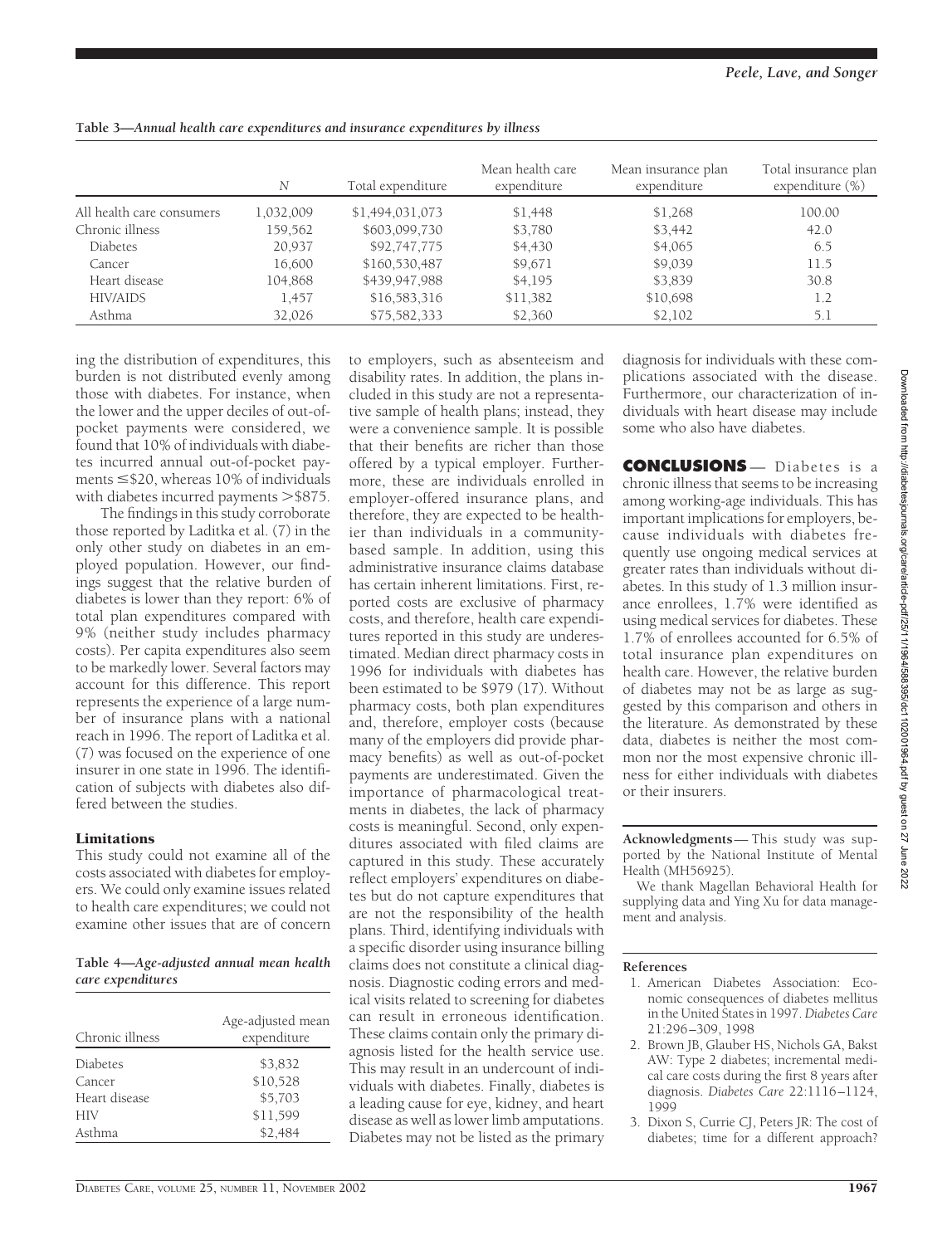**Table 3—Annual health care expenditures and insurance expenditures by illness**

| | N | Total expenditure | Mean health care expenditure | Mean insurance plan expenditure | Total insurance plan expenditure (%) |
|---|---|---|---|---|---|
| All health care consumers | 1,032,009 | $1,494,031,073 | $1,448 | $1,268 | 100.00 |
| Chronic illness | 159,562 | $603,099,730 | $3,780 | $3,442 | 42.0 |
| Diabetes | 20,937 | $92,747,775 | $4,430 | $4,065 | 6.5 |
| Cancer | 16,600 | $160,530,487 | $9,671 | $9,039 | 11.5 |
| Heart disease | 104,868 | $439,947,988 | $4,195 | $3,839 | 30.8 |
| HIV/AIDS | 1,457 | $16,583,316 | $11,382 | $10,698 | 1.2 |
| Asthma | 32,026 | $75,582,333 | $2,360 | $2,102 | 5.1 |

ing the distribution of expenditures, this burden is not distributed evenly among those with diabetes. For instance, when the lower and the upper deciles of out-of-pocket payments were considered, we found that 10% of individuals with diabetes incurred annual out-of-pocket payments ≤\$20, whereas 10% of individuals with diabetes incurred payments >\$875.

The findings in this study corroborate those reported by Laditka et al. (7) in the only other study on diabetes in an employed population. However, our findings suggest that the relative burden of diabetes is lower than they report: 6% of total plan expenditures compared with 9% (neither study includes pharmacy costs). Per capita expenditures also seem to be markedly lower. Several factors may account for this difference. This report represents the experience of a large number of insurance plans with a national reach in 1996. The report of Laditka et al. (7) was focused on the experience of one insurer in one state in 1996. The identification of subjects with diabetes also differed between the studies.

### Limitations

This study could not examine all of the costs associated with diabetes for employers. We could only examine issues related to health care expenditures; we could not examine other issues that are of concern to employers, such as absenteeism and disability rates. In addition, the plans included in this study are not a representative sample of health plans; instead, they were a convenience sample. It is possible that their benefits are richer than those offered by a typical employer. Furthermore, these are individuals enrolled in employer-offered insurance plans, and therefore, they are expected to be healthier than individuals in a community-based sample. In addition, using this administrative insurance claims database has certain inherent limitations. First, reported costs are exclusive of pharmacy costs, and therefore, health care expenditures reported in this study are underestimated. Median direct pharmacy costs in 1996 for individuals with diabetes has been estimated to be \$979 (17). Without pharmacy costs, both plan expenditures and, therefore, employer costs (because many of the employers did provide pharmacy benefits) as well as out-of-pocket payments are underestimated. Given the importance of pharmacological treatments in diabetes, the lack of pharmacy costs is meaningful. Second, only expenditures associated with filed claims are captured in this study. These accurately reflect employers' expenditures on diabetes but do not capture expenditures that are not the responsibility of the health plans. Third, identifying individuals with a specific disorder using insurance billing claims does not constitute a clinical diagnosis. Diagnostic coding errors and medical visits related to screening for diabetes can result in erroneous identification. These claims contain only the primary diagnosis listed for the health service use. This may result in an undercount of individuals with diabetes. Finally, diabetes is a leading cause for eye, kidney, and heart disease as well as lower limb amputations. Diabetes may not be listed as the primary diagnosis for individuals with these complications associated with the disease. Furthermore, our characterization of individuals with heart disease may include some who also have diabetes.

**Table 4—Age-adjusted annual mean health care expenditures**

| Chronic illness | Age-adjusted mean expenditure |
|---|---|
| Diabetes | $3,832 |
| Cancer | $10,528 |
| Heart disease | $5,703 |
| HIV | $11,599 |
| Asthma | $2,484 |

## CONCLUSIONS

Diabetes is a chronic illness that seems to be increasing among working-age individuals. This has important implications for employers, because individuals with diabetes frequently use ongoing medical services at greater rates than individuals without diabetes. In this study of 1.3 million insurance enrollees, 1.7% were identified as using medical services for diabetes. These 1.7% of enrollees accounted for 6.5% of total insurance plan expenditures on health care. However, the relative burden of diabetes may not be as large as suggested by this comparison and others in the literature. As demonstrated by these data, diabetes is neither the most common nor the most expensive chronic illness for either individuals with diabetes or their insurers.

**Acknowledgments**— This study was supported by the National Institute of Mental Health (MH56925).

We thank Magellan Behavioral Health for supplying data and Ying Xu for data management and analysis.

#### References

1. American Diabetes Association: Economic consequences of diabetes mellitus in the United States in 1997. *Diabetes Care* 21:296–309, 1998
2. Brown JB, Glauber HS, Nichols GA, Bakst AW: Type 2 diabetes; incremental medical care costs during the first 8 years after diagnosis. *Diabetes Care* 22:1116–1124, 1999
3. Dixon S, Currie CJ, Peters JR: The cost of diabetes; time for a different approach?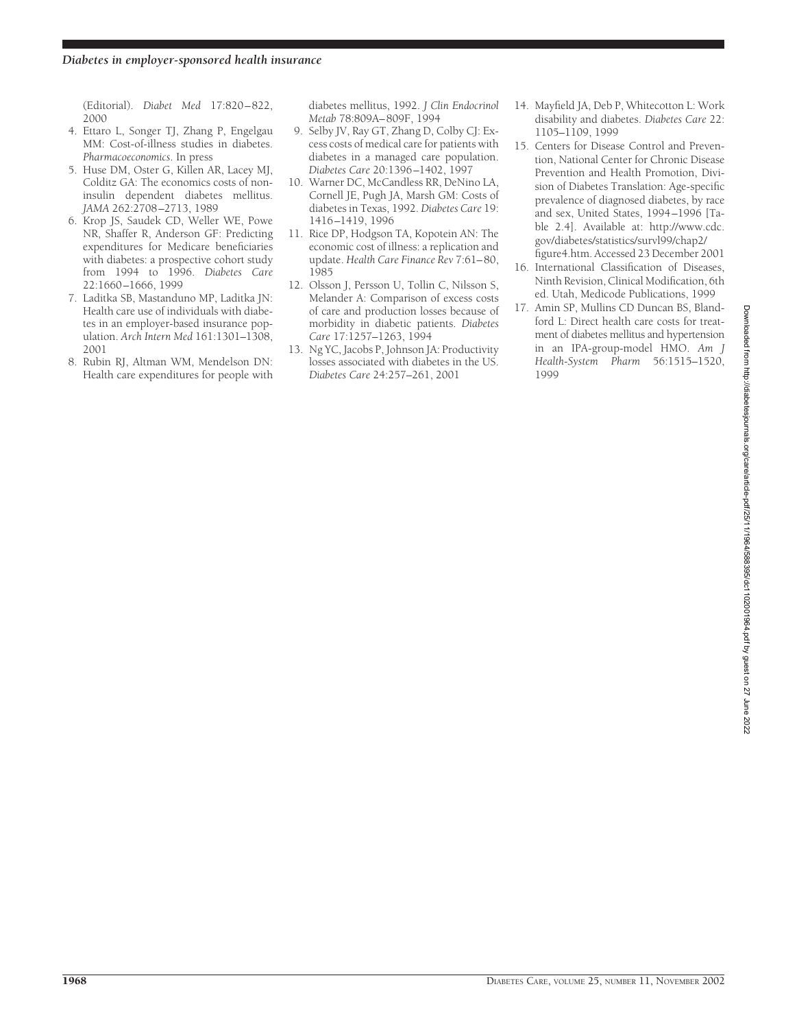(Editorial). *Diabet Med* 17:820–822, 2000

4. Ettaro L, Songer TJ, Zhang P, Engelgau MM: Cost-of-illness studies in diabetes. *Pharmacoeconomics*. In press
5. Huse DM, Oster G, Killen AR, Lacey MJ, Colditz GA: The economics costs of non-insulin dependent diabetes mellitus. *JAMA* 262:2708–2713, 1989
6. Krop JS, Saudek CD, Weller WE, Powe NR, Shaffer R, Anderson GF: Predicting expenditures for Medicare beneficiaries with diabetes: a prospective cohort study from 1994 to 1996. *Diabetes Care* 22:1660–1666, 1999
7. Laditka SB, Mastanduno MP, Laditka JN: Health care use of individuals with diabetes in an employer-based insurance population. *Arch Intern Med* 161:1301–1308, 2001
8. Rubin RJ, Altman WM, Mendelson DN: Health care expenditures for people with diabetes mellitus, 1992. *J Clin Endocrinol Metab* 78:809A–809F, 1994
9. Selby JV, Ray GT, Zhang D, Colby CJ: Excess costs of medical care for patients with diabetes in a managed care population. *Diabetes Care* 20:1396–1402, 1997
10. Warner DC, McCandless RR, DeNino LA, Cornell JE, Pugh JA, Marsh GM: Costs of diabetes in Texas, 1992. *Diabetes Care* 19: 1416–1419, 1996
11. Rice DP, Hodgson TA, Kopotein AN: The economic cost of illness: a replication and update. *Health Care Finance Rev* 7:61–80, 1985
12. Olsson J, Persson U, Tollin C, Nilsson S, Melander A: Comparison of excess costs of care and production losses because of morbidity in diabetic patients. *Diabetes Care* 17:1257–1263, 1994
13. Ng YC, Jacobs P, Johnson JA: Productivity losses associated with diabetes in the US. *Diabetes Care* 24:257–261, 2001
14. Mayfield JA, Deb P, Whitecotton L: Work disability and diabetes. *Diabetes Care* 22: 1105–1109, 1999
15. Centers for Disease Control and Prevention, National Center for Chronic Disease Prevention and Health Promotion, Division of Diabetes Translation: Age-specific prevalence of diagnosed diabetes, by race and sex, United States, 1994–1996 [Table 2.4]. Available at: http://www.cdc.gov/diabetes/statistics/survl99/chap2/figure4.htm. Accessed 23 December 2001
16. International Classification of Diseases, Ninth Revision, Clinical Modification, 6th ed. Utah, Medicode Publications, 1999
17. Amin SP, Mullins CD Duncan BS, Blandford L: Direct health care costs for treatment of diabetes mellitus and hypertension in an IPA-group-model HMO. *Am J Health-System Pharm* 56:1515–1520, 1999